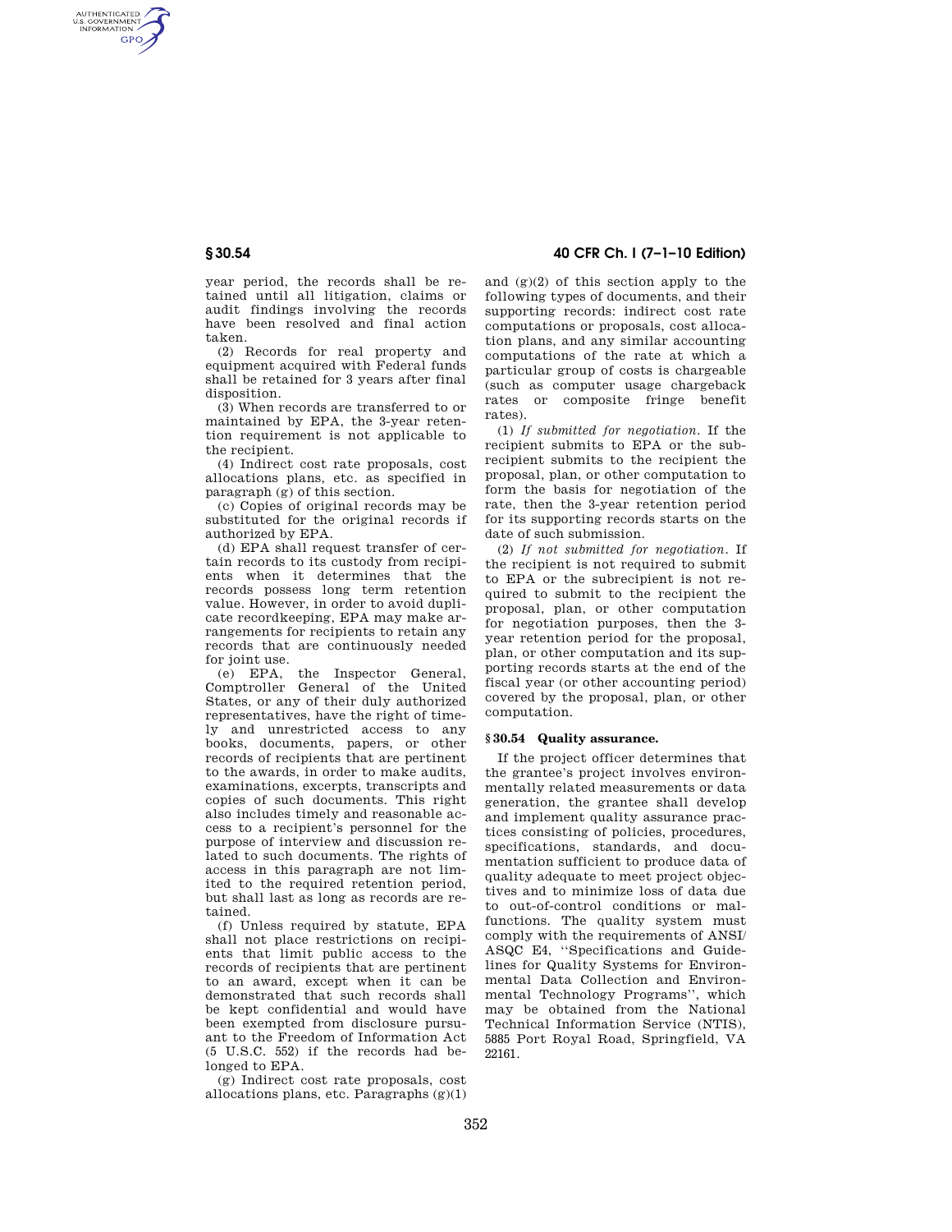year period, the records shall be retained until all litigation, claims or audit findings involving the records have been resolved and final action taken.

(2) Records for real property and equipment acquired with Federal funds shall be retained for 3 years after final disposition.

(3) When records are transferred to or maintained by EPA, the 3-year retention requirement is not applicable to the recipient.

(4) Indirect cost rate proposals, cost allocations plans, etc. as specified in paragraph (g) of this section.

(c) Copies of original records may be substituted for the original records if authorized by EPA.

(d) EPA shall request transfer of certain records to its custody from recipients when it determines that the records possess long term retention value. However, in order to avoid duplicate recordkeeping, EPA may make arrangements for recipients to retain any records that are continuously needed for joint use.

(e) EPA, the Inspector General, Comptroller General of the United States, or any of their duly authorized representatives, have the right of timely and unrestricted access to any books, documents, papers, or other records of recipients that are pertinent to the awards, in order to make audits, examinations, excerpts, transcripts and copies of such documents. This right also includes timely and reasonable access to a recipient's personnel for the purpose of interview and discussion related to such documents. The rights of access in this paragraph are not limited to the required retention period, but shall last as long as records are retained.

(f) Unless required by statute, EPA shall not place restrictions on recipients that limit public access to the records of recipients that are pertinent to an award, except when it can be demonstrated that such records shall be kept confidential and would have been exempted from disclosure pursuant to the Freedom of Information Act (5 U.S.C. 552) if the records had belonged to EPA.

(g) Indirect cost rate proposals, cost allocations plans, etc. Paragraphs (g)(1) and (g)(2) of this section apply to the following types of documents, and their supporting records: indirect cost rate computations or proposals, cost allocation plans, and any similar accounting computations of the rate at which a particular group of costs is chargeable (such as computer usage chargeback rates or composite fringe benefit rates).

(1) *If submitted for negotiation.* If the recipient submits to EPA or the subrecipient submits to the recipient the proposal, plan, or other computation to form the basis for negotiation of the rate, then the 3-year retention period for its supporting records starts on the date of such submission.

(2) *If not submitted for negotiation.* If the recipient is not required to submit to EPA or the subrecipient is not required to submit to the recipient the proposal, plan, or other computation for negotiation purposes, then the 3-year retention period for the proposal, plan, or other computation and its supporting records starts at the end of the fiscal year (or other accounting period) covered by the proposal, plan, or other computation.

### § 30.54 Quality assurance.

If the project officer determines that the grantee's project involves environmentally related measurements or data generation, the grantee shall develop and implement quality assurance practices consisting of policies, procedures, specifications, standards, and documentation sufficient to produce data of quality adequate to meet project objectives and to minimize loss of data due to out-of-control conditions or malfunctions. The quality system must comply with the requirements of ANSI/ASQC E4, ''Specifications and Guidelines for Quality Systems for Environmental Data Collection and Environmental Technology Programs'', which may be obtained from the National Technical Information Service (NTIS), 5885 Port Royal Road, Springfield, VA 22161.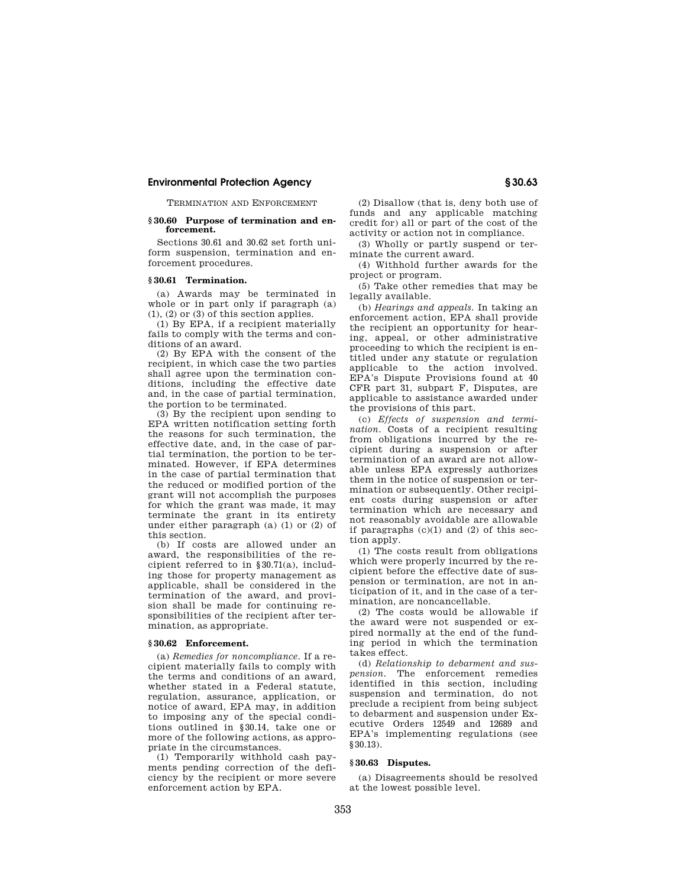TERMINATION AND ENFORCEMENT

### § 30.60 Purpose of termination and enforcement.

Sections 30.61 and 30.62 set forth uniform suspension, termination and enforcement procedures.

### § 30.61 Termination.

(a) Awards may be terminated in whole or in part only if paragraph (a) (1), (2) or (3) of this section applies.

(1) By EPA, if a recipient materially fails to comply with the terms and conditions of an award.

(2) By EPA with the consent of the recipient, in which case the two parties shall agree upon the termination conditions, including the effective date and, in the case of partial termination, the portion to be terminated.

(3) By the recipient upon sending to EPA written notification setting forth the reasons for such termination, the effective date, and, in the case of partial termination, the portion to be terminated. However, if EPA determines in the case of partial termination that the reduced or modified portion of the grant will not accomplish the purposes for which the grant was made, it may terminate the grant in its entirety under either paragraph (a) (1) or (2) of this section.

(b) If costs are allowed under an award, the responsibilities of the recipient referred to in § 30.71(a), including those for property management as applicable, shall be considered in the termination of the award, and provision shall be made for continuing responsibilities of the recipient after termination, as appropriate.

### § 30.62 Enforcement.

(a) *Remedies for noncompliance.* If a recipient materially fails to comply with the terms and conditions of an award, whether stated in a Federal statute, regulation, assurance, application, or notice of award, EPA may, in addition to imposing any of the special conditions outlined in § 30.14, take one or more of the following actions, as appropriate in the circumstances.

(1) Temporarily withhold cash payments pending correction of the deficiency by the recipient or more severe enforcement action by EPA.

(2) Disallow (that is, deny both use of funds and any applicable matching credit for) all or part of the cost of the activity or action not in compliance.

(3) Wholly or partly suspend or terminate the current award.

(4) Withhold further awards for the project or program.

(5) Take other remedies that may be legally available.

(b) *Hearings and appeals.* In taking an enforcement action, EPA shall provide the recipient an opportunity for hearing, appeal, or other administrative proceeding to which the recipient is entitled under any statute or regulation applicable to the action involved. EPA's Dispute Provisions found at 40 CFR part 31, subpart F, Disputes, are applicable to assistance awarded under the provisions of this part.

(c) *Effects of suspension and termination.* Costs of a recipient resulting from obligations incurred by the recipient during a suspension or after termination of an award are not allowable unless EPA expressly authorizes them in the notice of suspension or termination or subsequently. Other recipient costs during suspension or after termination which are necessary and not reasonably avoidable are allowable if paragraphs (c)(1) and (2) of this section apply.

(1) The costs result from obligations which were properly incurred by the recipient before the effective date of suspension or termination, are not in anticipation of it, and in the case of a termination, are noncancellable.

(2) The costs would be allowable if the award were not suspended or expired normally at the end of the funding period in which the termination takes effect.

(d) *Relationship to debarment and suspension.* The enforcement remedies identified in this section, including suspension and termination, do not preclude a recipient from being subject to debarment and suspension under Executive Orders 12549 and 12689 and EPA's implementing regulations (see § 30.13).

### § 30.63 Disputes.

(a) Disagreements should be resolved at the lowest possible level.